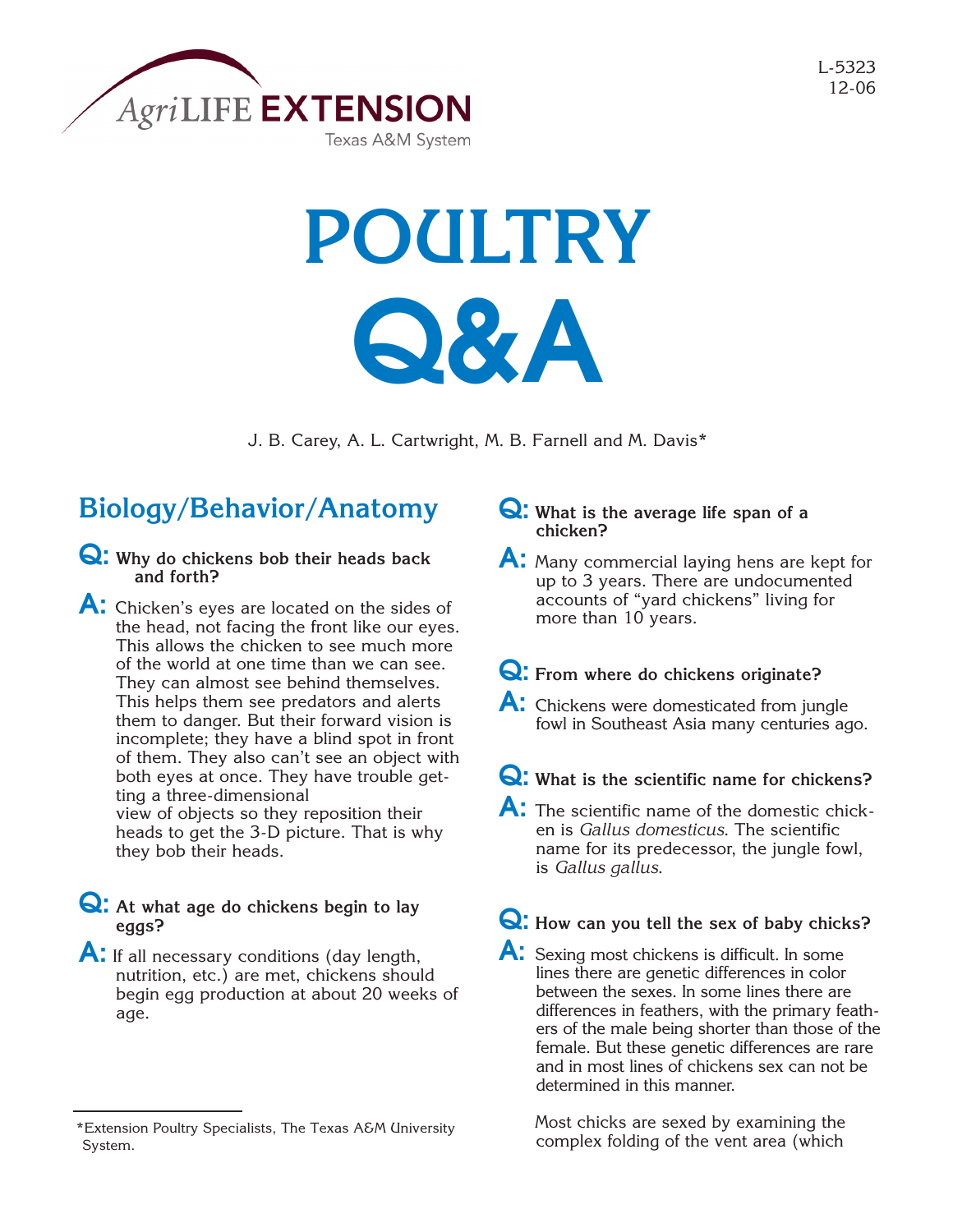AgriLIFE EXTENSION

Texas A&M System

L-5323
12-06

# POULTRY Q&A

J. B. Carey, A. L. Cartwright, M. B. Farnell and M. Davis*

## Biology/Behavior/Anatomy

**Q: Why do chickens bob their heads back and forth?**

**A:** Chicken's eyes are located on the sides of the head, not facing the front like our eyes. This allows the chicken to see much more of the world at one time than we can see. They can almost see behind themselves. This helps them see predators and alerts them to danger. But their forward vision is incomplete; they have a blind spot in front of them. They also can't see an object with both eyes at once. They have trouble getting a three-dimensional view of objects so they reposition their heads to get the 3-D picture. That is why they bob their heads.

**Q: At what age do chickens begin to lay eggs?**

**A:** If all necessary conditions (day length, nutrition, etc.) are met, chickens should begin egg production at about 20 weeks of age.

**Q: What is the average life span of a chicken?**

**A:** Many commercial laying hens are kept for up to 3 years. There are undocumented accounts of "yard chickens" living for more than 10 years.

**Q: From where do chickens originate?**

**A:** Chickens were domesticated from jungle fowl in Southeast Asia many centuries ago.

**Q: What is the scientific name for chickens?**

**A:** The scientific name of the domestic chicken is *Gallus domesticus*. The scientific name for its predecessor, the jungle fowl, is *Gallus gallus*.

**Q: How can you tell the sex of baby chicks?**

**A:** Sexing most chickens is difficult. In some lines there are genetic differences in color between the sexes. In some lines there are differences in feathers, with the primary feathers of the male being shorter than those of the female. But these genetic differences are rare and in most lines of chickens sex can not be determined in this manner.

Most chicks are sexed by examining the complex folding of the vent area (which

*Extension Poultry Specialists, The Texas A&M University System.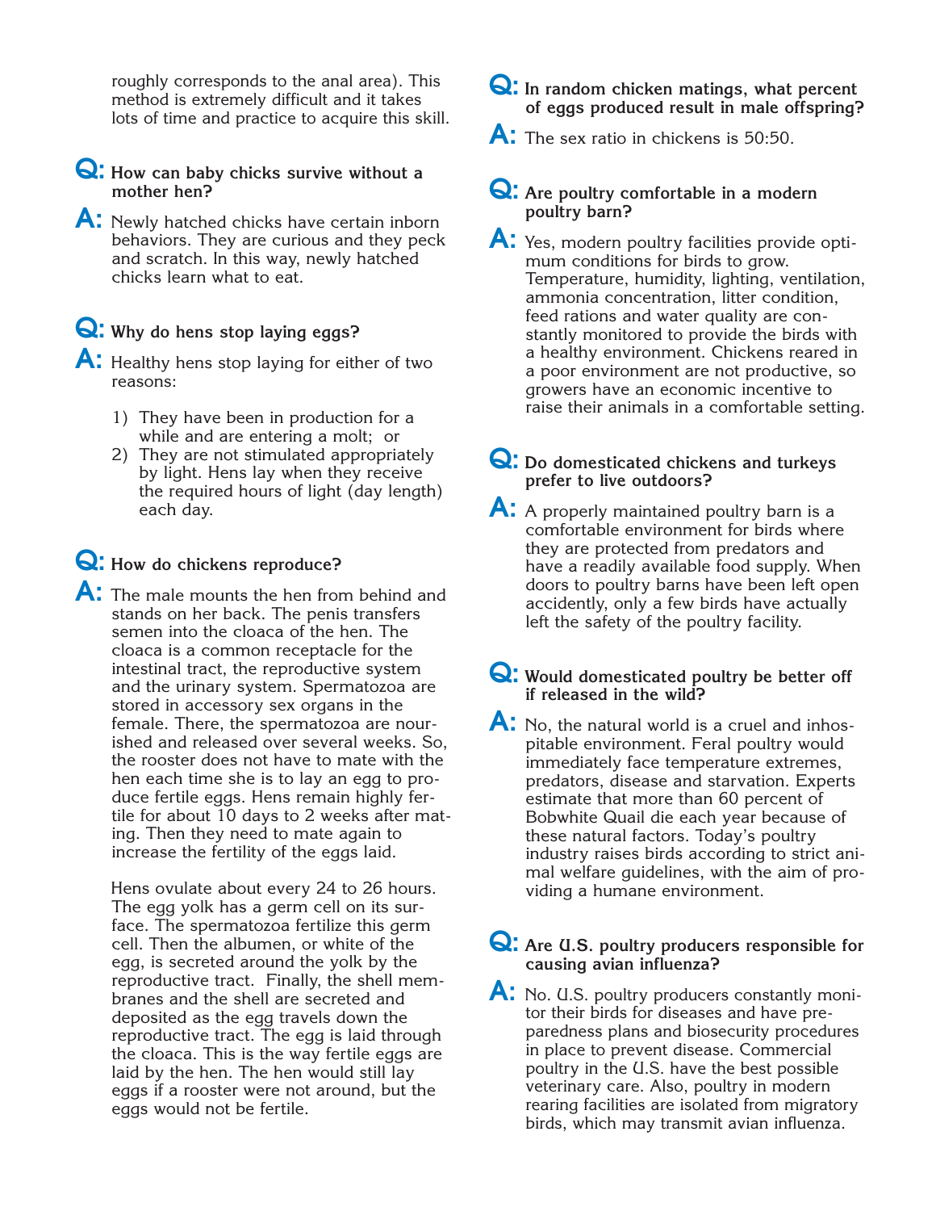roughly corresponds to the anal area). This method is extremely difficult and it takes lots of time and practice to acquire this skill.

**Q: How can baby chicks survive without a mother hen?**

**A:** Newly hatched chicks have certain inborn behaviors. They are curious and they peck and scratch. In this way, newly hatched chicks learn what to eat.

**Q: Why do hens stop laying eggs?**

**A:** Healthy hens stop laying for either of two reasons:

1) They have been in production for a while and are entering a molt; or
2) They are not stimulated appropriately by light. Hens lay when they receive the required hours of light (day length) each day.

**Q: How do chickens reproduce?**

**A:** The male mounts the hen from behind and stands on her back. The penis transfers semen into the cloaca of the hen. The cloaca is a common receptacle for the intestinal tract, the reproductive system and the urinary system. Spermatozoa are stored in accessory sex organs in the female. There, the spermatozoa are nourished and released over several weeks. So, the rooster does not have to mate with the hen each time she is to lay an egg to produce fertile eggs. Hens remain highly fertile for about 10 days to 2 weeks after mating. Then they need to mate again to increase the fertility of the eggs laid.

Hens ovulate about every 24 to 26 hours. The egg yolk has a germ cell on its surface. The spermatozoa fertilize this germ cell. Then the albumen, or white of the egg, is secreted around the yolk by the reproductive tract. Finally, the shell membranes and the shell are secreted and deposited as the egg travels down the reproductive tract. The egg is laid through the cloaca. This is the way fertile eggs are laid by the hen. The hen would still lay eggs if a rooster were not around, but the eggs would not be fertile.

**Q: In random chicken matings, what percent of eggs produced result in male offspring?**

**A:** The sex ratio in chickens is 50:50.

**Q: Are poultry comfortable in a modern poultry barn?**

**A:** Yes, modern poultry facilities provide optimum conditions for birds to grow. Temperature, humidity, lighting, ventilation, ammonia concentration, litter condition, feed rations and water quality are constantly monitored to provide the birds with a healthy environment. Chickens reared in a poor environment are not productive, so growers have an economic incentive to raise their animals in a comfortable setting.

**Q: Do domesticated chickens and turkeys prefer to live outdoors?**

**A:** A properly maintained poultry barn is a comfortable environment for birds where they are protected from predators and have a readily available food supply. When doors to poultry barns have been left open accidently, only a few birds have actually left the safety of the poultry facility.

**Q: Would domesticated poultry be better off if released in the wild?**

**A:** No, the natural world is a cruel and inhospitable environment. Feral poultry would immediately face temperature extremes, predators, disease and starvation. Experts estimate that more than 60 percent of Bobwhite Quail die each year because of these natural factors. Today's poultry industry raises birds according to strict animal welfare guidelines, with the aim of providing a humane environment.

**Q: Are U.S. poultry producers responsible for causing avian influenza?**

**A:** No. U.S. poultry producers constantly monitor their birds for diseases and have preparedness plans and biosecurity procedures in place to prevent disease. Commercial poultry in the U.S. have the best possible veterinary care. Also, poultry in modern rearing facilities are isolated from migratory birds, which may transmit avian influenza.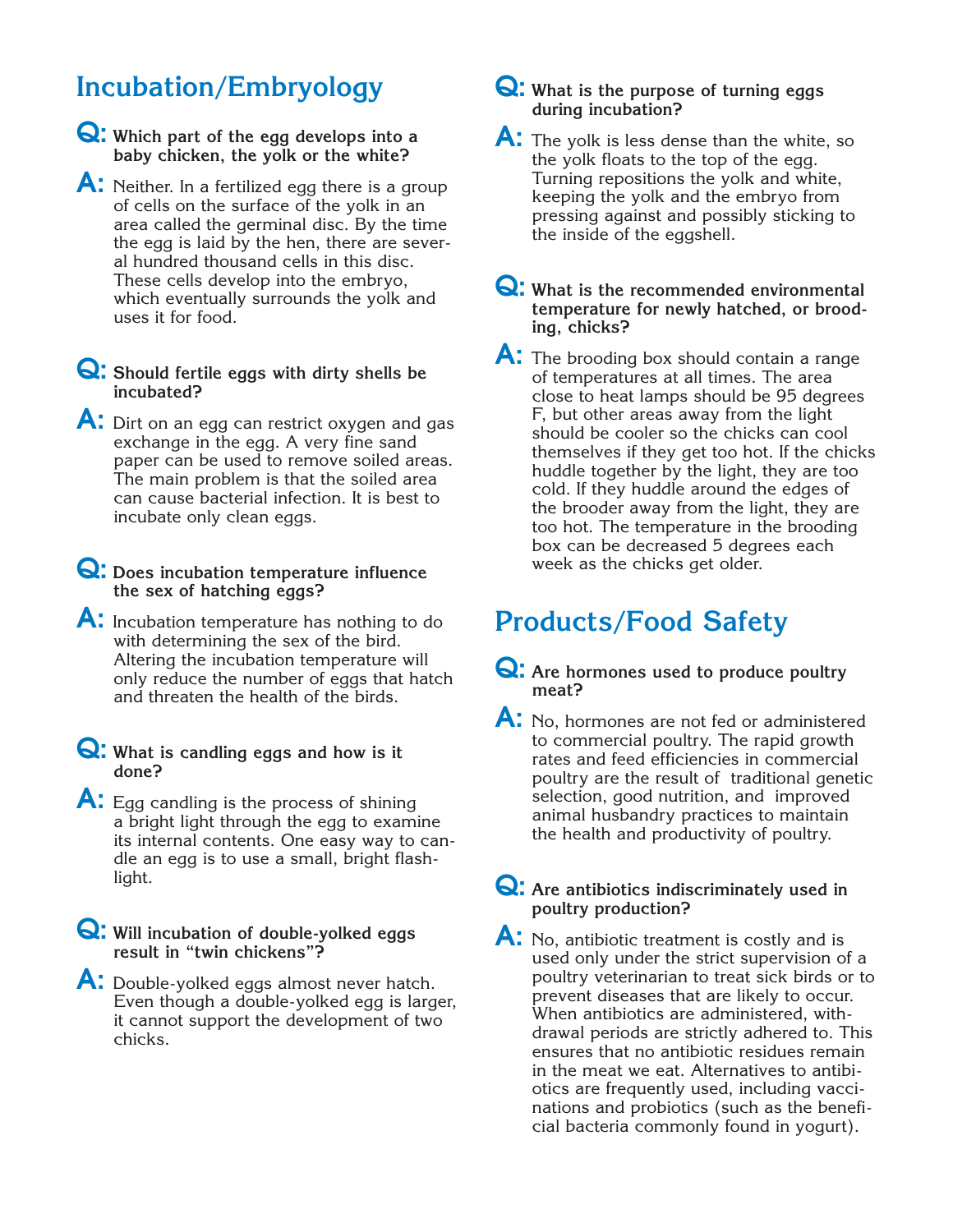## Incubation/Embryology

**Q: Which part of the egg develops into a baby chicken, the yolk or the white?**

**A:** Neither. In a fertilized egg there is a group of cells on the surface of the yolk in an area called the germinal disc. By the time the egg is laid by the hen, there are several hundred thousand cells in this disc. These cells develop into the embryo, which eventually surrounds the yolk and uses it for food.

**Q: Should fertile eggs with dirty shells be incubated?**

**A:** Dirt on an egg can restrict oxygen and gas exchange in the egg. A very fine sand paper can be used to remove soiled areas. The main problem is that the soiled area can cause bacterial infection. It is best to incubate only clean eggs.

**Q: Does incubation temperature influence the sex of hatching eggs?**

**A:** Incubation temperature has nothing to do with determining the sex of the bird. Altering the incubation temperature will only reduce the number of eggs that hatch and threaten the health of the birds.

**Q: What is candling eggs and how is it done?**

**A:** Egg candling is the process of shining a bright light through the egg to examine its internal contents. One easy way to candle an egg is to use a small, bright flashlight.

**Q: Will incubation of double-yolked eggs result in "twin chickens"?**

**A:** Double-yolked eggs almost never hatch. Even though a double-yolked egg is larger, it cannot support the development of two chicks.

**Q: What is the purpose of turning eggs during incubation?**

**A:** The yolk is less dense than the white, so the yolk floats to the top of the egg. Turning repositions the yolk and white, keeping the yolk and the embryo from pressing against and possibly sticking to the inside of the eggshell.

**Q: What is the recommended environmental temperature for newly hatched, or brooding, chicks?**

**A:** The brooding box should contain a range of temperatures at all times. The area close to heat lamps should be 95 degrees F, but other areas away from the light should be cooler so the chicks can cool themselves if they get too hot. If the chicks huddle together by the light, they are too cold. If they huddle around the edges of the brooder away from the light, they are too hot. The temperature in the brooding box can be decreased 5 degrees each week as the chicks get older.

## Products/Food Safety

**Q: Are hormones used to produce poultry meat?**

**A:** No, hormones are not fed or administered to commercial poultry. The rapid growth rates and feed efficiencies in commercial poultry are the result of traditional genetic selection, good nutrition, and improved animal husbandry practices to maintain the health and productivity of poultry.

**Q: Are antibiotics indiscriminately used in poultry production?**

**A:** No, antibiotic treatment is costly and is used only under the strict supervision of a poultry veterinarian to treat sick birds or to prevent diseases that are likely to occur. When antibiotics are administered, withdrawal periods are strictly adhered to. This ensures that no antibiotic residues remain in the meat we eat. Alternatives to antibiotics are frequently used, including vaccinations and probiotics (such as the beneficial bacteria commonly found in yogurt).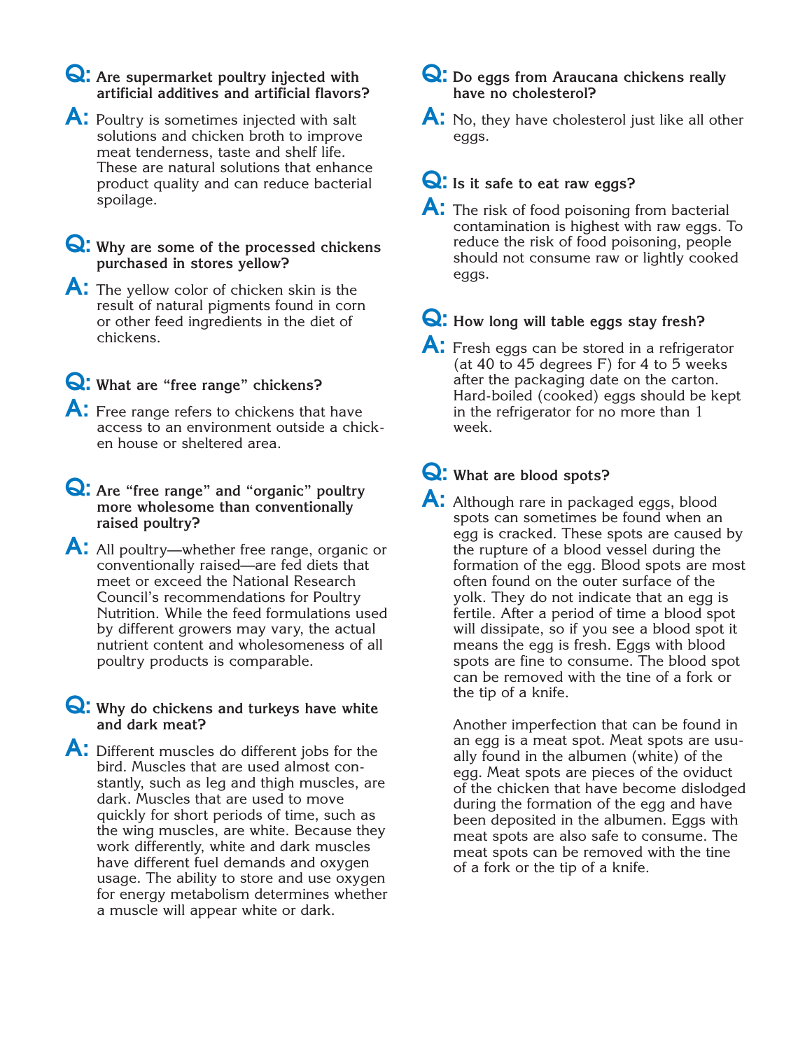**Q: Are supermarket poultry injected with artificial additives and artificial flavors?**

**A:** Poultry is sometimes injected with salt solutions and chicken broth to improve meat tenderness, taste and shelf life. These are natural solutions that enhance product quality and can reduce bacterial spoilage.

**Q: Why are some of the processed chickens purchased in stores yellow?**

**A:** The yellow color of chicken skin is the result of natural pigments found in corn or other feed ingredients in the diet of chickens.

**Q: What are "free range" chickens?**

**A:** Free range refers to chickens that have access to an environment outside a chicken house or sheltered area.

**Q: Are "free range" and "organic" poultry more wholesome than conventionally raised poultry?**

**A:** All poultry—whether free range, organic or conventionally raised—are fed diets that meet or exceed the National Research Council's recommendations for Poultry Nutrition. While the feed formulations used by different growers may vary, the actual nutrient content and wholesomeness of all poultry products is comparable.

**Q: Why do chickens and turkeys have white and dark meat?**

**A:** Different muscles do different jobs for the bird. Muscles that are used almost constantly, such as leg and thigh muscles, are dark. Muscles that are used to move quickly for short periods of time, such as the wing muscles, are white. Because they work differently, white and dark muscles have different fuel demands and oxygen usage. The ability to store and use oxygen for energy metabolism determines whether a muscle will appear white or dark.

**Q: Do eggs from Araucana chickens really have no cholesterol?**

**A:** No, they have cholesterol just like all other eggs.

**Q: Is it safe to eat raw eggs?**

**A:** The risk of food poisoning from bacterial contamination is highest with raw eggs. To reduce the risk of food poisoning, people should not consume raw or lightly cooked eggs.

**Q: How long will table eggs stay fresh?**

**A:** Fresh eggs can be stored in a refrigerator (at 40 to 45 degrees F) for 4 to 5 weeks after the packaging date on the carton. Hard-boiled (cooked) eggs should be kept in the refrigerator for no more than 1 week.

**Q: What are blood spots?**

**A:** Although rare in packaged eggs, blood spots can sometimes be found when an egg is cracked. These spots are caused by the rupture of a blood vessel during the formation of the egg. Blood spots are most often found on the outer surface of the yolk. They do not indicate that an egg is fertile. After a period of time a blood spot will dissipate, so if you see a blood spot it means the egg is fresh. Eggs with blood spots are fine to consume. The blood spot can be removed with the tine of a fork or the tip of a knife.

Another imperfection that can be found in an egg is a meat spot. Meat spots are usually found in the albumen (white) of the egg. Meat spots are pieces of the oviduct of the chicken that have become dislodged during the formation of the egg and have been deposited in the albumen. Eggs with meat spots are also safe to consume. The meat spots can be removed with the tine of a fork or the tip of a knife.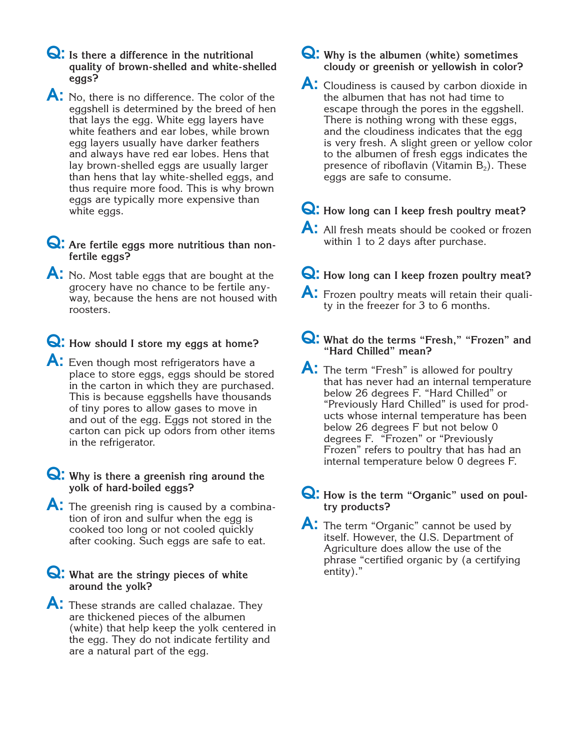**Q: Is there a difference in the nutritional quality of brown-shelled and white-shelled eggs?**

**A:** No, there is no difference. The color of the eggshell is determined by the breed of hen that lays the egg. White egg layers have white feathers and ear lobes, while brown egg layers usually have darker feathers and always have red ear lobes. Hens that lay brown-shelled eggs are usually larger than hens that lay white-shelled eggs, and thus require more food. This is why brown eggs are typically more expensive than white eggs.

**Q: Are fertile eggs more nutritious than non-fertile eggs?**

**A:** No. Most table eggs that are bought at the grocery have no chance to be fertile anyway, because the hens are not housed with roosters.

**Q: How should I store my eggs at home?**

**A:** Even though most refrigerators have a place to store eggs, eggs should be stored in the carton in which they are purchased. This is because eggshells have thousands of tiny pores to allow gases to move in and out of the egg. Eggs not stored in the carton can pick up odors from other items in the refrigerator.

**Q: Why is there a greenish ring around the yolk of hard-boiled eggs?**

**A:** The greenish ring is caused by a combination of iron and sulfur when the egg is cooked too long or not cooled quickly after cooking. Such eggs are safe to eat.

**Q: What are the stringy pieces of white around the yolk?**

**A:** These strands are called chalazae. They are thickened pieces of the albumen (white) that help keep the yolk centered in the egg. They do not indicate fertility and are a natural part of the egg.

**Q: Why is the albumen (white) sometimes cloudy or greenish or yellowish in color?**

**A:** Cloudiness is caused by carbon dioxide in the albumen that has not had time to escape through the pores in the eggshell. There is nothing wrong with these eggs, and the cloudiness indicates that the egg is very fresh. A slight green or yellow color to the albumen of fresh eggs indicates the presence of riboflavin (Vitamin $B_2$). These eggs are safe to consume.

**Q: How long can I keep fresh poultry meat?**

**A:** All fresh meats should be cooked or frozen within 1 to 2 days after purchase.

**Q: How long can I keep frozen poultry meat?**

**A:** Frozen poultry meats will retain their quality in the freezer for 3 to 6 months.

**Q: What do the terms "Fresh," "Frozen" and "Hard Chilled" mean?**

**A:** The term "Fresh" is allowed for poultry that has never had an internal temperature below 26 degrees F. "Hard Chilled" or "Previously Hard Chilled" is used for products whose internal temperature has been below 26 degrees F but not below 0 degrees F. "Frozen" or "Previously Frozen" refers to poultry that has had an internal temperature below 0 degrees F.

**Q: How is the term "Organic" used on poultry products?**

**A:** The term "Organic" cannot be used by itself. However, the U.S. Department of Agriculture does allow the use of the phrase "certified organic by (a certifying entity)."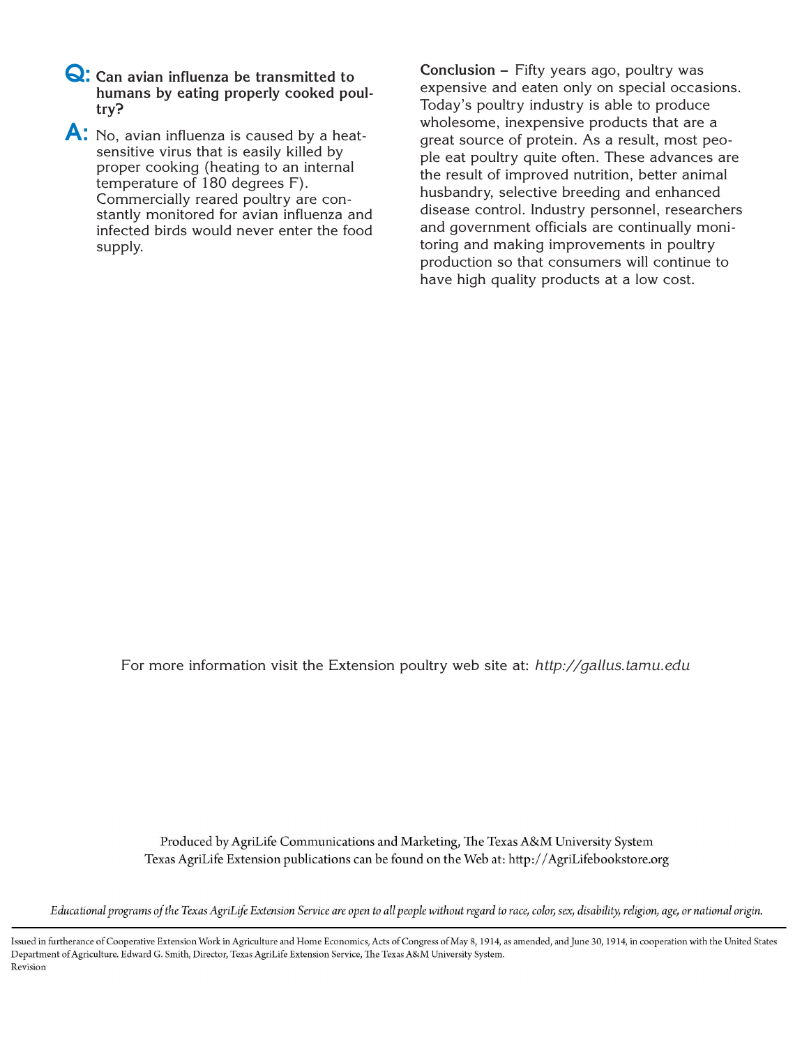**Q: Can avian influenza be transmitted to humans by eating properly cooked poultry?**

**A:** No, avian influenza is caused by a heat-sensitive virus that is easily killed by proper cooking (heating to an internal temperature of 180 degrees F). Commercially reared poultry are constantly monitored for avian influenza and infected birds would never enter the food supply.

**Conclusion –** Fifty years ago, poultry was expensive and eaten only on special occasions. Today's poultry industry is able to produce wholesome, inexpensive products that are a great source of protein. As a result, most people eat poultry quite often. These advances are the result of improved nutrition, better animal husbandry, selective breeding and enhanced disease control. Industry personnel, researchers and government officials are continually monitoring and making improvements in poultry production so that consumers will continue to have high quality products at a low cost.

For more information visit the Extension poultry web site at: *http://gallus.tamu.edu*

Produced by AgriLife Communications and Marketing, The Texas A&M University System
Texas AgriLife Extension publications can be found on the Web at: http://AgriLifebookstore.org

*Educational programs of the Texas AgriLife Extension Service are open to all people without regard to race, color, sex, disability, religion, age, or national origin.*

Issued in furtherance of Cooperative Extension Work in Agriculture and Home Economics, Acts of Congress of May 8, 1914, as amended, and June 30, 1914, in cooperation with the United States Department of Agriculture. Edward G. Smith, Director, Texas AgriLife Extension Service, The Texas A&M University System.
Revision